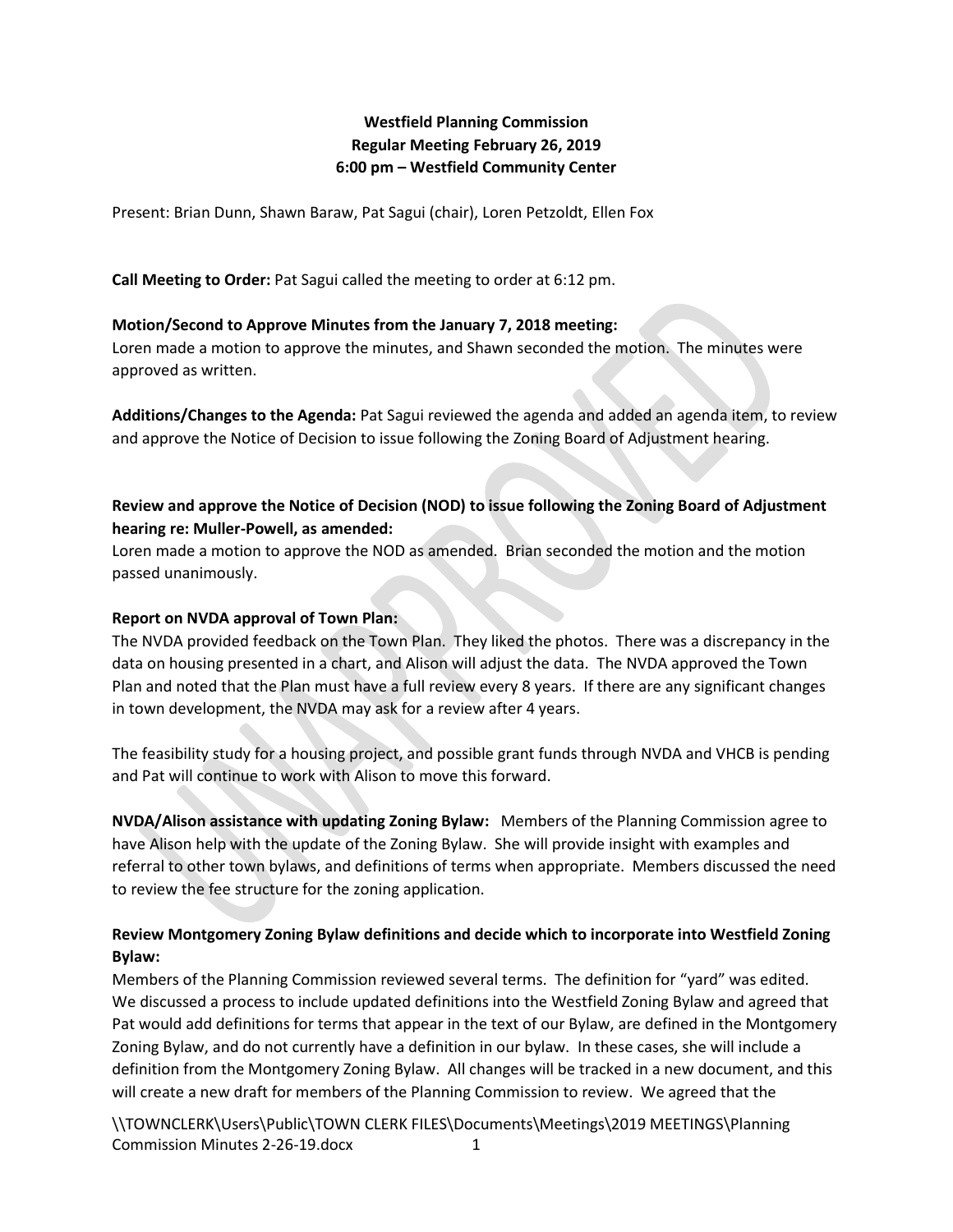**Westfield Planning Commission**
**Regular Meeting February 26, 2019**
**6:00 pm – Westfield Community Center**

Present: Brian Dunn, Shawn Baraw, Pat Sagui (chair), Loren Petzoldt, Ellen Fox

**Call Meeting to Order:** Pat Sagui called the meeting to order at 6:12 pm.

**Motion/Second to Approve Minutes from the January 7, 2018 meeting:**
Loren made a motion to approve the minutes, and Shawn seconded the motion. The minutes were approved as written.

**Additions/Changes to the Agenda:** Pat Sagui reviewed the agenda and added an agenda item, to review and approve the Notice of Decision to issue following the Zoning Board of Adjustment hearing.

**Review and approve the Notice of Decision (NOD) to issue following the Zoning Board of Adjustment hearing re: Muller-Powell, as amended:**
Loren made a motion to approve the NOD as amended. Brian seconded the motion and the motion passed unanimously.

**Report on NVDA approval of Town Plan:**
The NVDA provided feedback on the Town Plan. They liked the photos. There was a discrepancy in the data on housing presented in a chart, and Alison will adjust the data. The NVDA approved the Town Plan and noted that the Plan must have a full review every 8 years. If there are any significant changes in town development, the NVDA may ask for a review after 4 years.

The feasibility study for a housing project, and possible grant funds through NVDA and VHCB is pending and Pat will continue to work with Alison to move this forward.

**NVDA/Alison assistance with updating Zoning Bylaw:** Members of the Planning Commission agree to have Alison help with the update of the Zoning Bylaw. She will provide insight with examples and referral to other town bylaws, and definitions of terms when appropriate. Members discussed the need to review the fee structure for the zoning application.

**Review Montgomery Zoning Bylaw definitions and decide which to incorporate into Westfield Zoning Bylaw:**
Members of the Planning Commission reviewed several terms. The definition for "yard" was edited. We discussed a process to include updated definitions into the Westfield Zoning Bylaw and agreed that Pat would add definitions for terms that appear in the text of our Bylaw, are defined in the Montgomery Zoning Bylaw, and do not currently have a definition in our bylaw. In these cases, she will include a definition from the Montgomery Zoning Bylaw. All changes will be tracked in a new document, and this will create a new draft for members of the Planning Commission to review. We agreed that the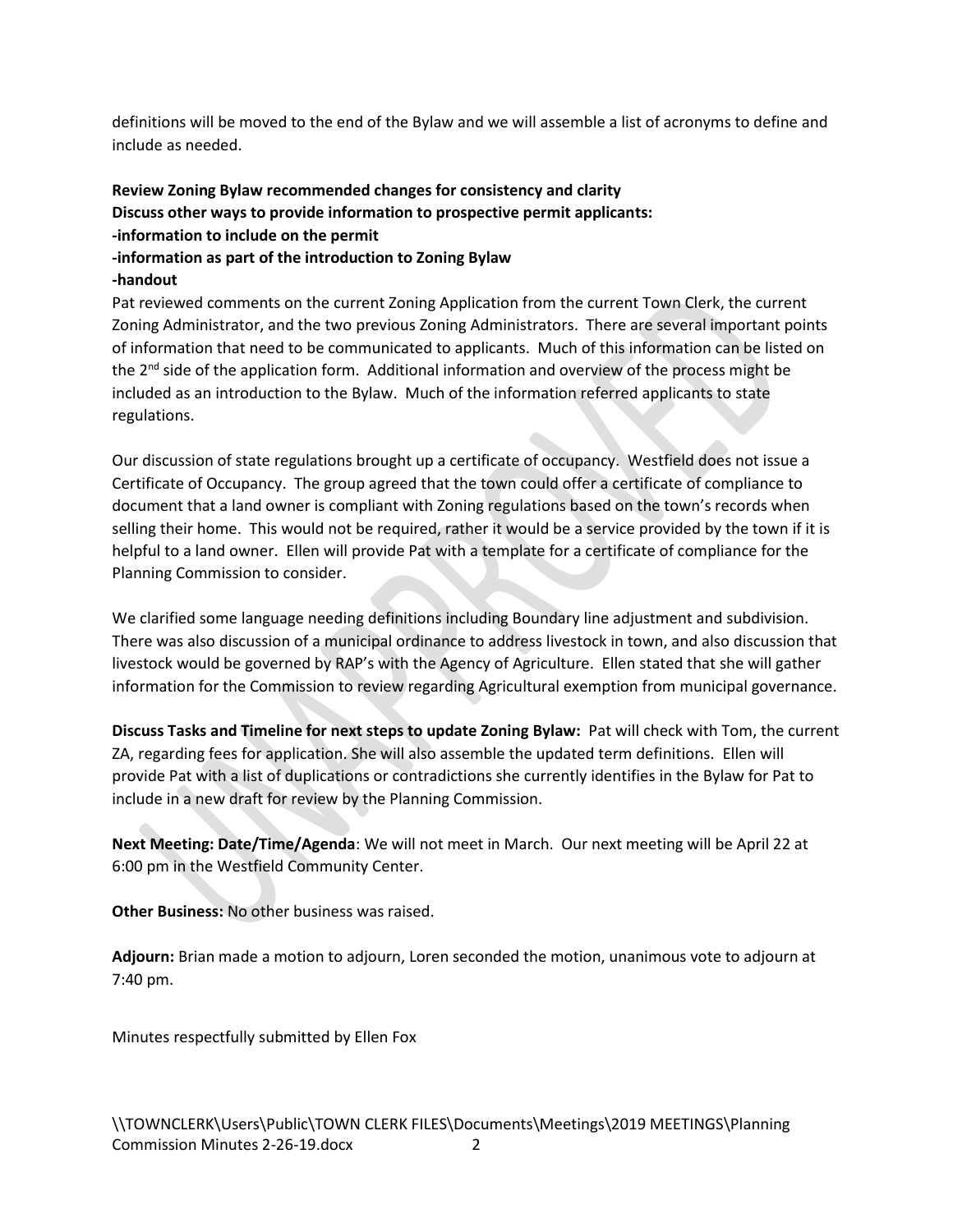definitions will be moved to the end of the Bylaw and we will assemble a list of acronyms to define and include as needed.

**Review Zoning Bylaw recommended changes for consistency and clarity**
**Discuss other ways to provide information to prospective permit applicants:**
**-information to include on the permit**
**-information as part of the introduction to Zoning Bylaw**
**-handout**

Pat reviewed comments on the current Zoning Application from the current Town Clerk, the current Zoning Administrator, and the two previous Zoning Administrators. There are several important points of information that need to be communicated to applicants. Much of this information can be listed on the 2nd side of the application form. Additional information and overview of the process might be included as an introduction to the Bylaw. Much of the information referred applicants to state regulations.

Our discussion of state regulations brought up a certificate of occupancy. Westfield does not issue a Certificate of Occupancy. The group agreed that the town could offer a certificate of compliance to document that a land owner is compliant with Zoning regulations based on the town's records when selling their home. This would not be required, rather it would be a service provided by the town if it is helpful to a land owner. Ellen will provide Pat with a template for a certificate of compliance for the Planning Commission to consider.

We clarified some language needing definitions including Boundary line adjustment and subdivision. There was also discussion of a municipal ordinance to address livestock in town, and also discussion that livestock would be governed by RAP's with the Agency of Agriculture. Ellen stated that she will gather information for the Commission to review regarding Agricultural exemption from municipal governance.

**Discuss Tasks and Timeline for next steps to update Zoning Bylaw:** Pat will check with Tom, the current ZA, regarding fees for application. She will also assemble the updated term definitions. Ellen will provide Pat with a list of duplications or contradictions she currently identifies in the Bylaw for Pat to include in a new draft for review by the Planning Commission.

**Next Meeting: Date/Time/Agenda**: We will not meet in March. Our next meeting will be April 22 at 6:00 pm in the Westfield Community Center.

**Other Business:** No other business was raised.

**Adjourn:** Brian made a motion to adjourn, Loren seconded the motion, unanimous vote to adjourn at 7:40 pm.

Minutes respectfully submitted by Ellen Fox

\\TOWNCLERK\Users\Public\TOWN CLERK FILES\Documents\Meetings\2019 MEETINGS\Planning Commission Minutes 2-26-19.docx